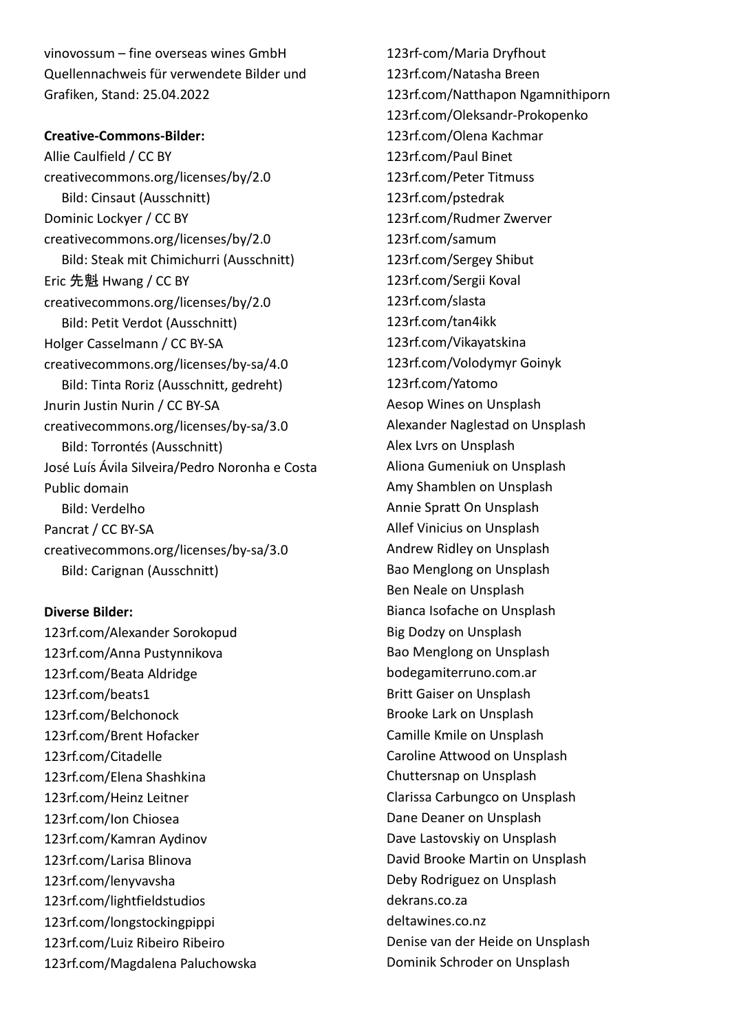vinovossum – fine overseas wines GmbH
Quellennachweis für verwendete Bilder und Grafiken, Stand: 25.04.2022

**Creative-Commons-Bilder:**

Allie Caulfield / CC BY
creativecommons.org/licenses/by/2.0
Bild: Cinsaut (Ausschnitt)

Dominic Lockyer / CC BY
creativecommons.org/licenses/by/2.0
Bild: Steak mit Chimichurri (Ausschnitt)

Eric 先魁 Hwang / CC BY
creativecommons.org/licenses/by/2.0
Bild: Petit Verdot (Ausschnitt)

Holger Casselmann / CC BY-SA
creativecommons.org/licenses/by-sa/4.0
Bild: Tinta Roriz (Ausschnitt, gedreht)

Jnurin Justin Nurin / CC BY-SA
creativecommons.org/licenses/by-sa/3.0
Bild: Torrontés (Ausschnitt)

José Luís Ávila Silveira/Pedro Noronha e Costa
Public domain
Bild: Verdelho

Pancrat / CC BY-SA
creativecommons.org/licenses/by-sa/3.0
Bild: Carignan (Ausschnitt)

**Diverse Bilder:**

123rf.com/Alexander Sorokopud
123rf.com/Anna Pustynnikova
123rf.com/Beata Aldridge
123rf.com/beats1
123rf.com/Belchonock
123rf.com/Brent Hofacker
123rf.com/Citadelle
123rf.com/Elena Shashkina
123rf.com/Heinz Leitner
123rf.com/Ion Chiosea
123rf.com/Kamran Aydinov
123rf.com/Larisa Blinova
123rf.com/lenyvavsha
123rf.com/lightfieldstudios
123rf.com/longstockingpippi
123rf.com/Luiz Ribeiro Ribeiro
123rf.com/Magdalena Paluchowska
123rf-com/Maria Dryfhout
123rf.com/Natasha Breen
123rf.com/Natthapon Ngamnithiporn
123rf.com/Oleksandr-Prokopenko
123rf.com/Olena Kachmar
123rf.com/Paul Binet
123rf.com/Peter Titmuss
123rf.com/pstedrak
123rf.com/Rudmer Zwerver
123rf.com/samum
123rf.com/Sergey Shibut
123rf.com/Sergii Koval
123rf.com/slasta
123rf.com/tan4ikk
123rf.com/Vikayatskina
123rf.com/Volodymyr Goinyk
123rf.com/Yatomo
Aesop Wines on Unsplash
Alexander Naglestad on Unsplash
Alex Lvrs on Unsplash
Aliona Gumeniuk on Unsplash
Amy Shamblen on Unsplash
Annie Spratt On Unsplash
Allef Vinicius on Unsplash
Andrew Ridley on Unsplash
Bao Menglong on Unsplash
Ben Neale on Unsplash
Bianca Isofache on Unsplash
Big Dodzy on Unsplash
Bao Menglong on Unsplash
bodegamiterruno.com.ar
Britt Gaiser on Unsplash
Brooke Lark on Unsplash
Camille Kmile on Unsplash
Caroline Attwood on Unsplash
Chuttersnap on Unsplash
Clarissa Carbungco on Unsplash
Dane Deaner on Unsplash
Dave Lastovskiy on Unsplash
David Brooke Martin on Unsplash
Deby Rodriguez on Unsplash
dekrans.co.za
deltawines.co.nz
Denise van der Heide on Unsplash
Dominik Schroder on Unsplash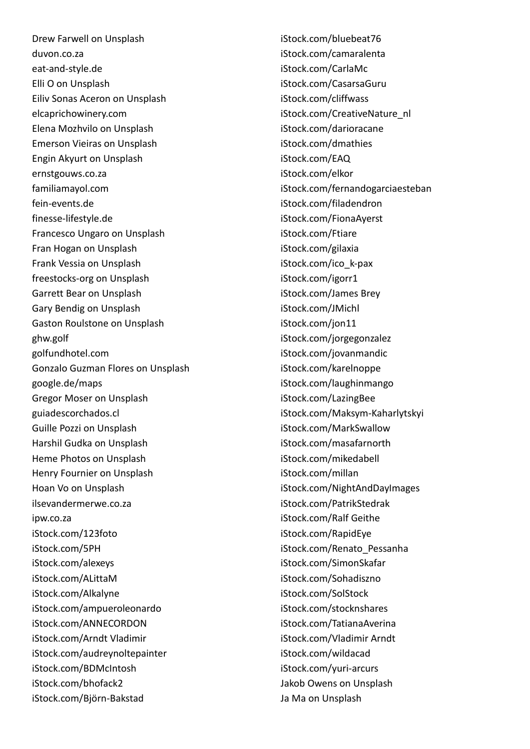Drew Farwell on Unsplash
duvon.co.za
eat-and-style.de
Elli O on Unsplash
Eiliv Sonas Aceron on Unsplash
elcaprichowinery.com
Elena Mozhvilo on Unsplash
Emerson Vieiras on Unsplash
Engin Akyurt on Unsplash
ernstgouws.co.za
familiamayol.com
fein-events.de
finesse-lifestyle.de
Francesco Ungaro on Unsplash
Fran Hogan on Unsplash
Frank Vessia on Unsplash
freestocks-org on Unsplash
Garrett Bear on Unsplash
Gary Bendig on Unsplash
Gaston Roulstone on Unsplash
ghw.golf
golfundhotel.com
Gonzalo Guzman Flores on Unsplash
google.de/maps
Gregor Moser on Unsplash
guiadescorchados.cl
Guille Pozzi on Unsplash
Harshil Gudka on Unsplash
Heme Photos on Unsplash
Henry Fournier on Unsplash
Hoan Vo on Unsplash
ilsevandermerwe.co.za
ipw.co.za
iStock.com/123foto
iStock.com/5PH
iStock.com/alexeys
iStock.com/ALittaM
iStock.com/Alkalyne
iStock.com/ampueroleonardo
iStock.com/ANNECORDON
iStock.com/Arndt Vladimir
iStock.com/audreynoltepainter
iStock.com/BDMcIntosh
iStock.com/bhofack2
iStock.com/Björn-Bakstad
iStock.com/bluebeat76
iStock.com/camaralenta
iStock.com/CarlaMc
iStock.com/CasarsaGuru
iStock.com/cliffwass
iStock.com/CreativeNature_nl
iStock.com/darioracane
iStock.com/dmathies
iStock.com/EAQ
iStock.com/elkor
iStock.com/fernandogarciaesteban
iStock.com/filadendron
iStock.com/FionaAyerst
iStock.com/Ftiare
iStock.com/gilaxia
iStock.com/ico_k-pax
iStock.com/igorr1
iStock.com/James Brey
iStock.com/JMichl
iStock.com/jon11
iStock.com/jorgegonzalez
iStock.com/jovanmandic
iStock.com/karelnoppe
iStock.com/laughinmango
iStock.com/LazingBee
iStock.com/Maksym-Kaharlytskyi
iStock.com/MarkSwallow
iStock.com/masafarnorth
iStock.com/mikedabell
iStock.com/millan
iStock.com/NightAndDayImages
iStock.com/PatrikStedrak
iStock.com/Ralf Geithe
iStock.com/RapidEye
iStock.com/Renato_Pessanha
iStock.com/SimonSkafar
iStock.com/Sohadiszno
iStock.com/SolStock
iStock.com/stocknshares
iStock.com/TatianaAverina
iStock.com/Vladimir Arndt
iStock.com/wildacad
iStock.com/yuri-arcurs
Jakob Owens on Unsplash
Ja Ma on Unsplash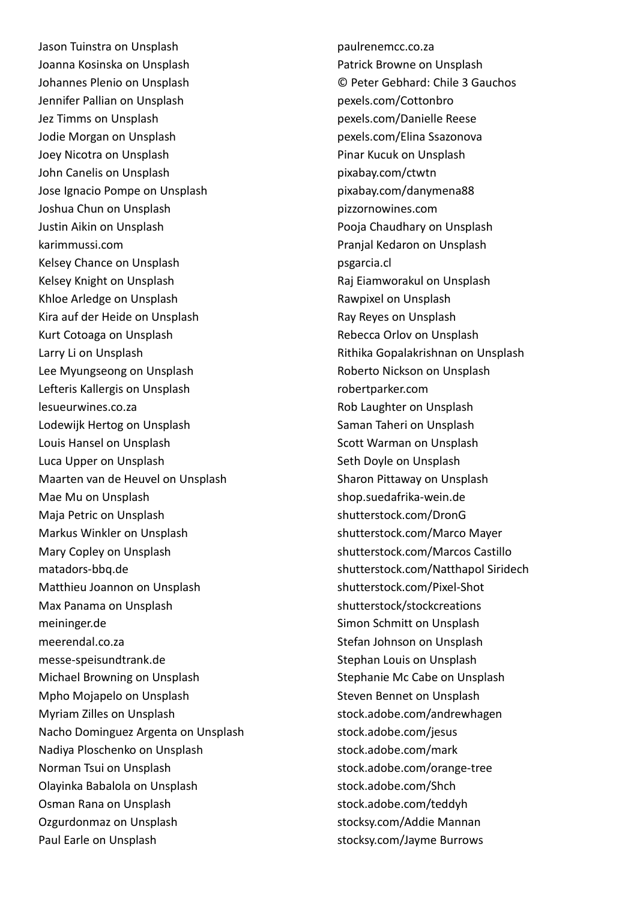Jason Tuinstra on Unsplash
Joanna Kosinska on Unsplash
Johannes Plenio on Unsplash
Jennifer Pallian on Unsplash
Jez Timms on Unsplash
Jodie Morgan on Unsplash
Joey Nicotra on Unsplash
John Canelis on Unsplash
Jose Ignacio Pompe on Unsplash
Joshua Chun on Unsplash
Justin Aikin on Unsplash
karimmussi.com
Kelsey Chance on Unsplash
Kelsey Knight on Unsplash
Khloe Arledge on Unsplash
Kira auf der Heide on Unsplash
Kurt Cotoaga on Unsplash
Larry Li on Unsplash
Lee Myungseong on Unsplash
Lefteris Kallergis on Unsplash
lesueurwines.co.za
Lodewijk Hertog on Unsplash
Louis Hansel on Unsplash
Luca Upper on Unsplash
Maarten van de Heuvel on Unsplash
Mae Mu on Unsplash
Maja Petric on Unsplash
Markus Winkler on Unsplash
Mary Copley on Unsplash
matadors-bbq.de
Matthieu Joannon on Unsplash
Max Panama on Unsplash
meininger.de
meerendal.co.za
messe-speisundtrank.de
Michael Browning on Unsplash
Mpho Mojapelo on Unsplash
Myriam Zilles on Unsplash
Nacho Dominguez Argenta on Unsplash
Nadiya Ploschenko on Unsplash
Norman Tsui on Unsplash
Olayinka Babalola on Unsplash
Osman Rana on Unsplash
Ozgurdonmaz on Unsplash
Paul Earle on Unsplash
paulrenemcc.co.za
Patrick Browne on Unsplash
© Peter Gebhard: Chile 3 Gauchos
pexels.com/Cottonbro
pexels.com/Danielle Reese
pexels.com/Elina Ssazonova
Pinar Kucuk on Unsplash
pixabay.com/ctwtn
pixabay.com/danymena88
pizzornowines.com
Pooja Chaudhary on Unsplash
Pranjal Kedaron on Unsplash
psgarcia.cl
Raj Eiamworakul on Unsplash
Rawpixel on Unsplash
Ray Reyes on Unsplash
Rebecca Orlov on Unsplash
Rithika Gopalakrishnan on Unsplash
Roberto Nickson on Unsplash
robertparker.com
Rob Laughter on Unsplash
Saman Taheri on Unsplash
Scott Warman on Unsplash
Seth Doyle on Unsplash
Sharon Pittaway on Unsplash
shop.suedafrika-wein.de
shutterstock.com/DronG
shutterstock.com/Marco Mayer
shutterstock.com/Marcos Castillo
shutterstock.com/Natthapol Siridech
shutterstock.com/Pixel-Shot
shutterstock/stockcreations
Simon Schmitt on Unsplash
Stefan Johnson on Unsplash
Stephan Louis on Unsplash
Stephanie Mc Cabe on Unsplash
Steven Bennet on Unsplash
stock.adobe.com/andrewhagen
stock.adobe.com/jesus
stock.adobe.com/mark
stock.adobe.com/orange-tree
stock.adobe.com/Shch
stock.adobe.com/teddyh
stocksy.com/Addie Mannan
stocksy.com/Jayme Burrows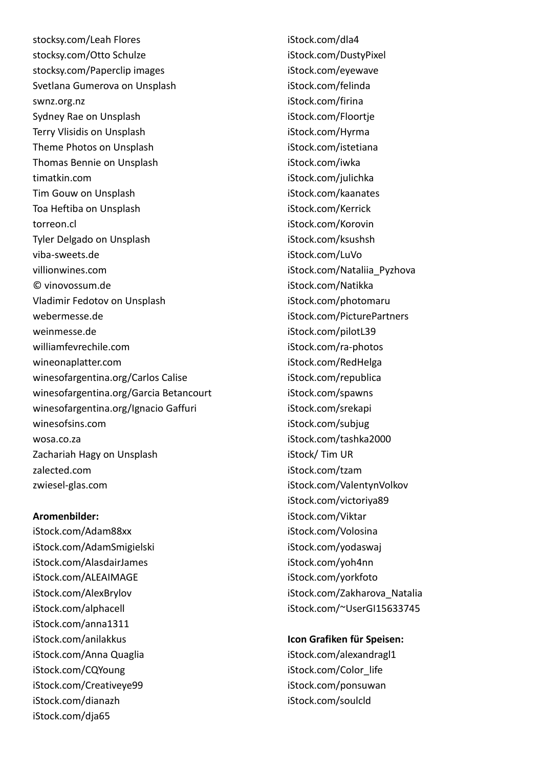stocksy.com/Leah Flores
stocksy.com/Otto Schulze
stocksy.com/Paperclip images
Svetlana Gumerova on Unsplash
swnz.org.nz
Sydney Rae on Unsplash
Terry Vlisidis on Unsplash
Theme Photos on Unsplash
Thomas Bennie on Unsplash
timatkin.com
Tim Gouw on Unsplash
Toa Heftiba on Unsplash
torreon.cl
Tyler Delgado on Unsplash
viba-sweets.de
villionwines.com
© vinovossum.de
Vladimir Fedotov on Unsplash
webermesse.de
weinmesse.de
williamfevrechile.com
wineonaplatter.com
winesofargentina.org/Carlos Calise
winesofargentina.org/Garcia Betancourt
winesofargentina.org/Ignacio Gaffuri
winesofsins.com
wosa.co.za
Zachariah Hagy on Unsplash
zalected.com
zwiesel-glas.com

**Aromenbilder:**

iStock.com/Adam88xx
iStock.com/AdamSmigielski
iStock.com/AlasdairJames
iStock.com/ALEAIMAGE
iStock.com/AlexBrylov
iStock.com/alphacell
iStock.com/anna1311
iStock.com/anilakkus
iStock.com/Anna Quaglia
iStock.com/CQYoung
iStock.com/Creativeye99
iStock.com/dianazh
iStock.com/dja65
iStock.com/dla4
iStock.com/DustyPixel
iStock.com/eyewave
iStock.com/felinda
iStock.com/firina
iStock.com/Floortje
iStock.com/Hyrma
iStock.com/istetiana
iStock.com/iwka
iStock.com/julichka
iStock.com/kaanates
iStock.com/Kerrick
iStock.com/Korovin
iStock.com/ksushsh
iStock.com/LuVo
iStock.com/Nataliia_Pyzhova
iStock.com/Natikka
iStock.com/photomaru
iStock.com/PicturePartners
iStock.com/pilotL39
iStock.com/ra-photos
iStock.com/RedHelga
iStock.com/republica
iStock.com/spawns
iStock.com/srekapi
iStock.com/subjug
iStock.com/tashka2000
iStock/ Tim UR
iStock.com/tzam
iStock.com/ValentynVolkov
iStock.com/victoriya89
iStock.com/Viktar
iStock.com/Volosina
iStock.com/yodaswaj
iStock.com/yoh4nn
iStock.com/yorkfoto
iStock.com/Zakharova_Natalia
iStock.com/~UserGI15633745

**Icon Grafiken für Speisen:**

iStock.com/alexandragl1
iStock.com/Color_life
iStock.com/ponsuwan
iStock.com/soulcld